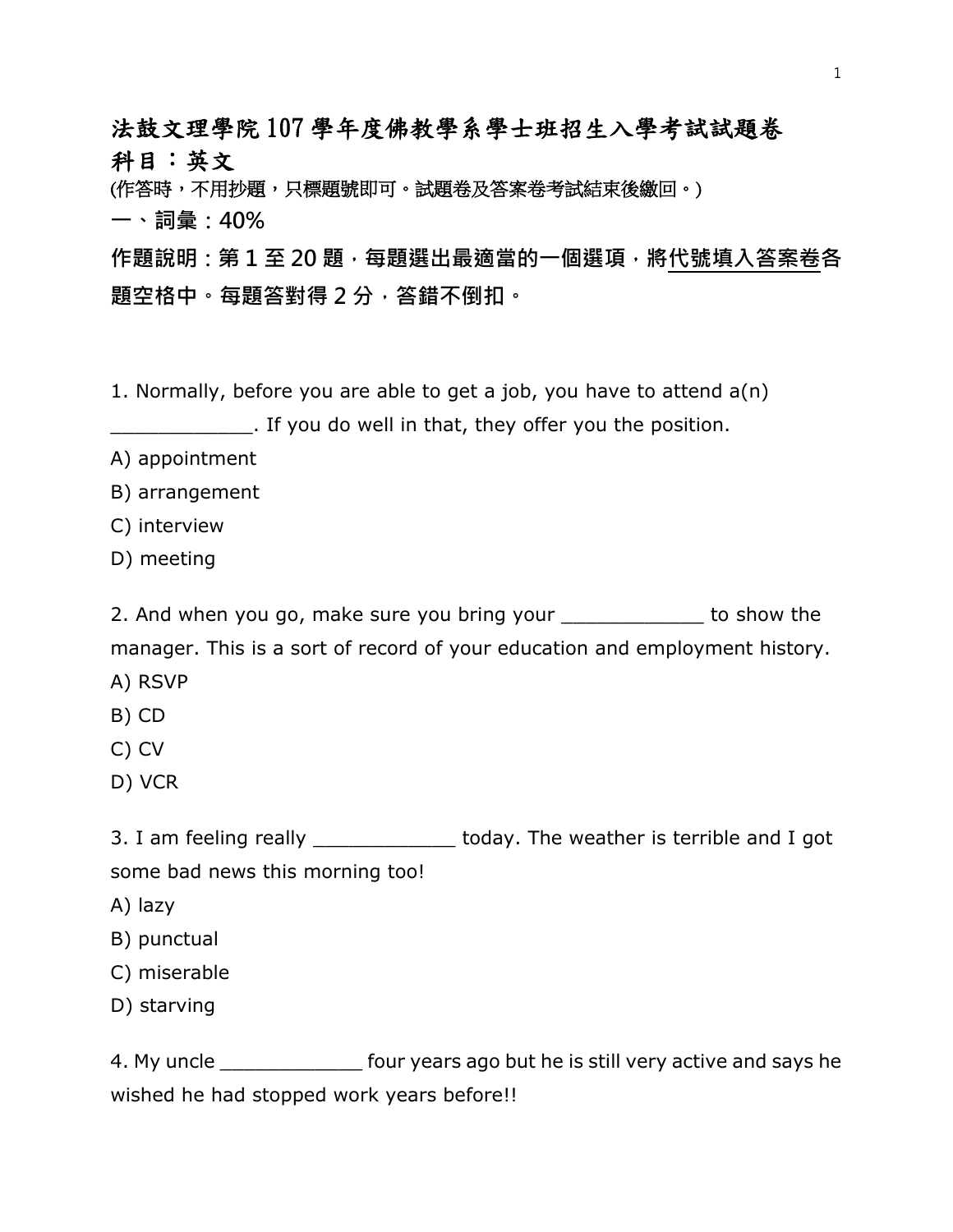# 法鼓文理學院107學年度佛教學系學士班招生入學考試試題卷

## 科目：英文

(作答時，不用抄題，只標題號即可。試題卷及答案卷考試結束後繳回。)

## 一、詞彙：40%

**作題說明：第1至20題，每題選出最適當的一個選項，將代號填入答案卷各題空格中。每題答對得2分，答錯不倒扣。**

1. Normally, before you are able to get a job, you have to attend a(n) ____________. If you do well in that, they offer you the position.

A) appointment

B) arrangement

C) interview

D) meeting

2. And when you go, make sure you bring your ____________ to show the manager. This is a sort of record of your education and employment history.

A) RSVP

B) CD

C) CV

D) VCR

3. I am feeling really ____________ today. The weather is terrible and I got some bad news this morning too!

A) lazy

B) punctual

C) miserable

D) starving

4. My uncle ____________ four years ago but he is still very active and says he wished he had stopped work years before!!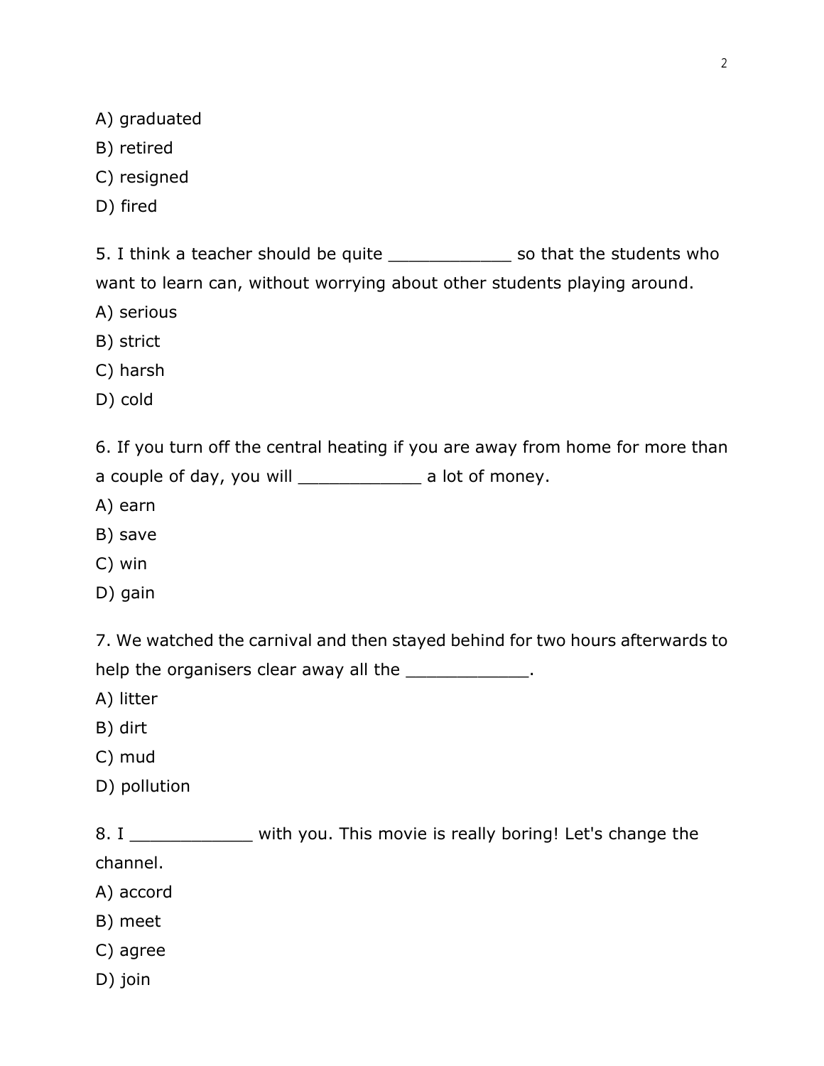A) graduated
B) retired
C) resigned
D) fired

5. I think a teacher should be quite ____________ so that the students who want to learn can, without worrying about other students playing around.
A) serious
B) strict
C) harsh
D) cold

6. If you turn off the central heating if you are away from home for more than a couple of day, you will ____________ a lot of money.
A) earn
B) save
C) win
D) gain

7. We watched the carnival and then stayed behind for two hours afterwards to help the organisers clear away all the ____________.
A) litter
B) dirt
C) mud
D) pollution

8. I ____________ with you. This movie is really boring! Let's change the channel.
A) accord
B) meet
C) agree
D) join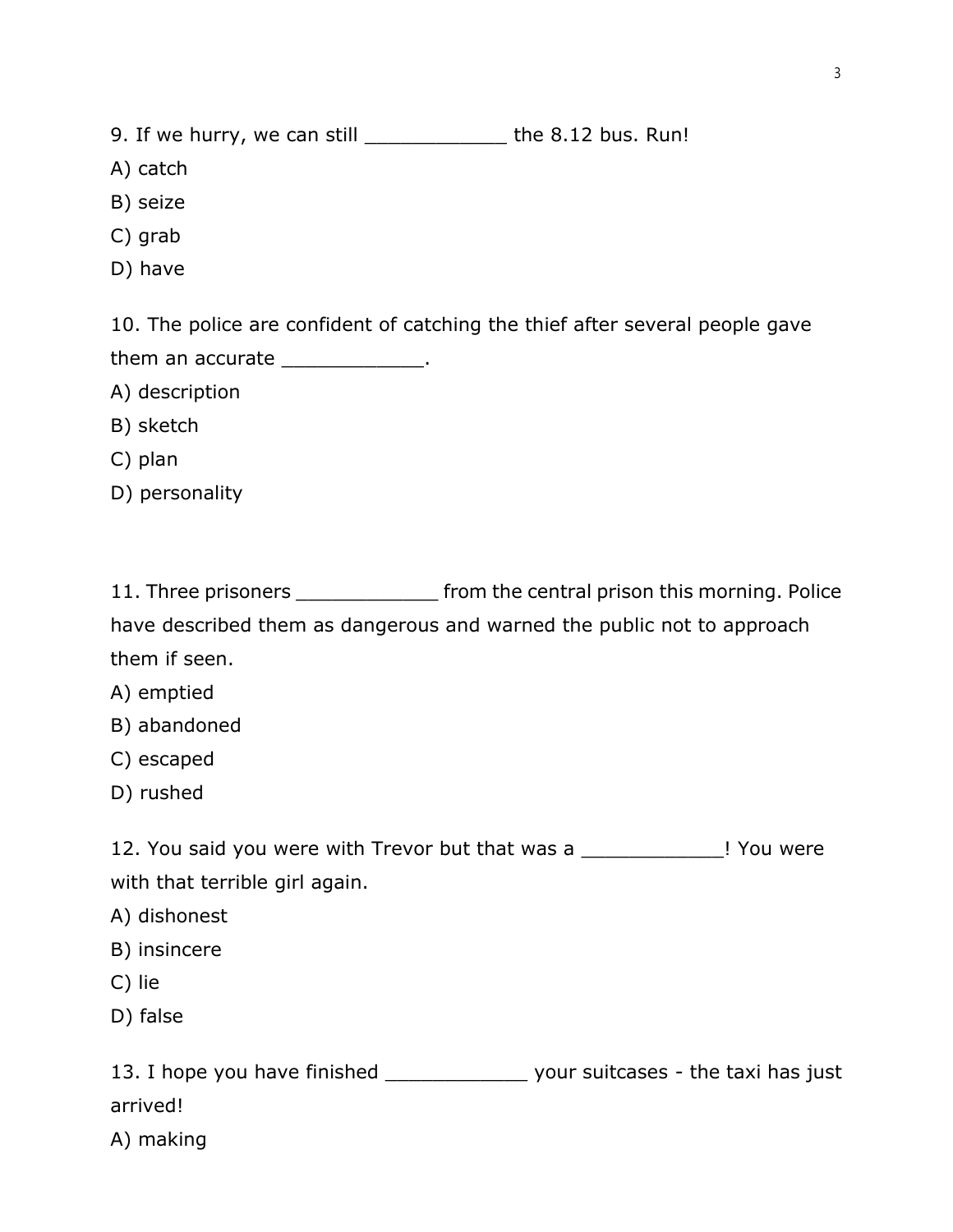9. If we hurry, we can still ____________ the 8.12 bus. Run!

A) catch

B) seize

C) grab

D) have

10. The police are confident of catching the thief after several people gave them an accurate ____________.

A) description

B) sketch

C) plan

D) personality

11. Three prisoners ____________ from the central prison this morning. Police have described them as dangerous and warned the public not to approach them if seen.

A) emptied

B) abandoned

C) escaped

D) rushed

12. You said you were with Trevor but that was a ____________! You were with that terrible girl again.

A) dishonest

B) insincere

C) lie

D) false

13. I hope you have finished ____________ your suitcases - the taxi has just arrived!

A) making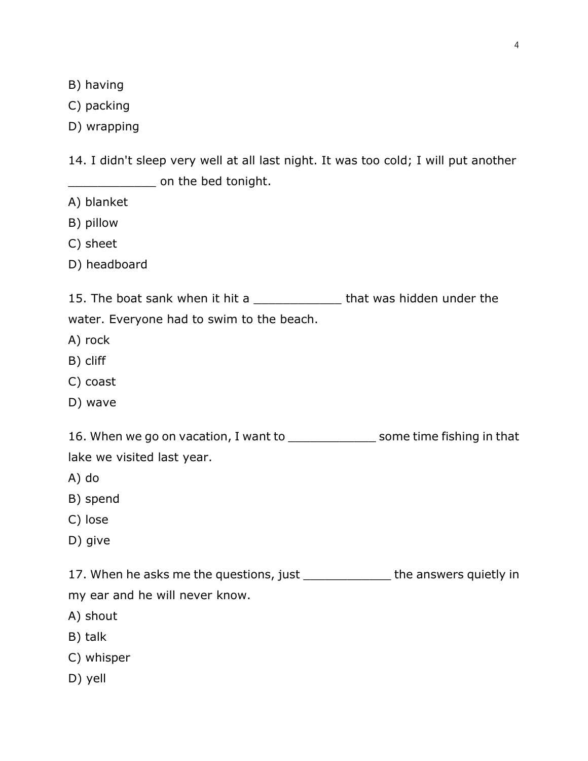B) having

C) packing

D) wrapping

14. I didn't sleep very well at all last night. It was too cold; I will put another ____________ on the bed tonight.

A) blanket

B) pillow

C) sheet

D) headboard

15. The boat sank when it hit a ____________ that was hidden under the water. Everyone had to swim to the beach.

A) rock

B) cliff

C) coast

D) wave

16. When we go on vacation, I want to ____________ some time fishing in that lake we visited last year.

A) do

B) spend

C) lose

D) give

17. When he asks me the questions, just ____________ the answers quietly in my ear and he will never know.

A) shout

B) talk

C) whisper

D) yell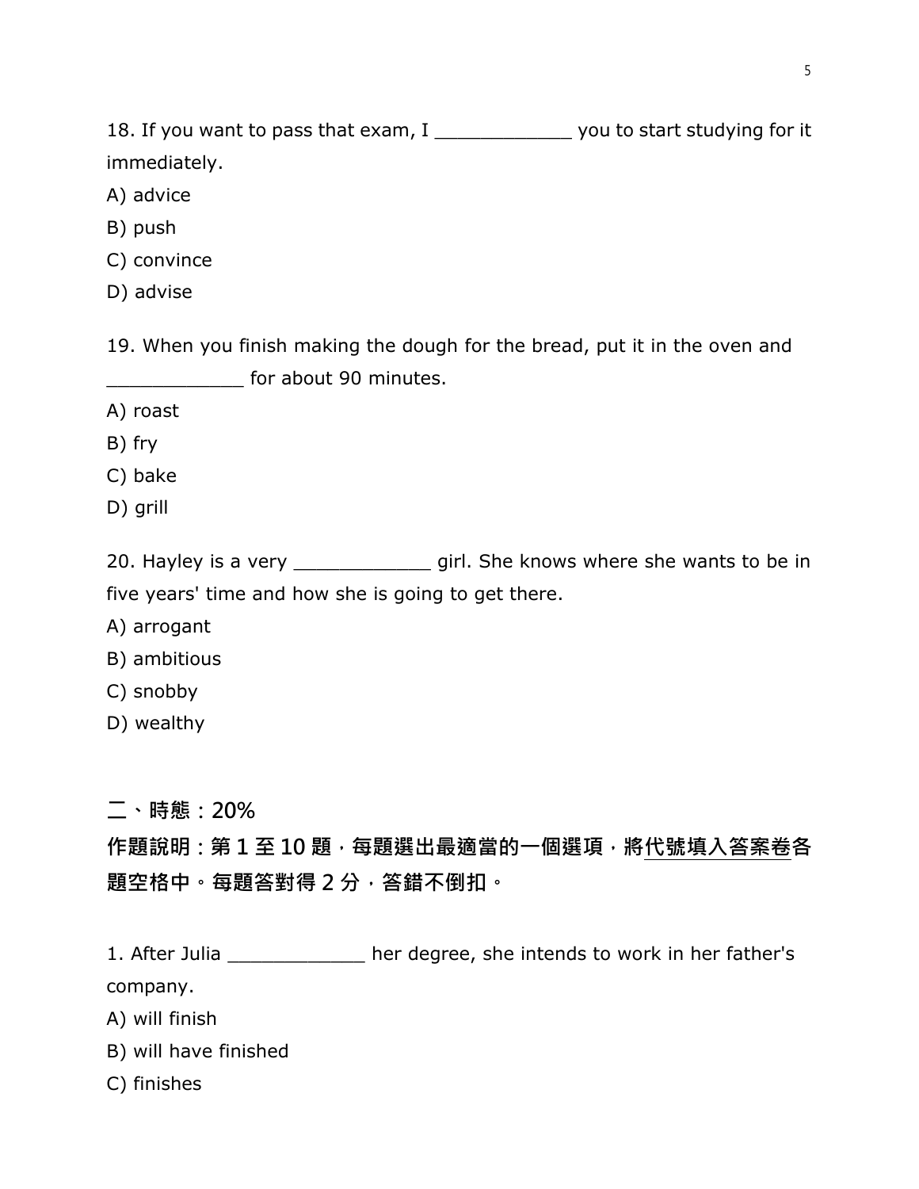18. If you want to pass that exam, I ____________ you to start studying for it immediately.

A) advice

B) push

C) convince

D) advise

19. When you finish making the dough for the bread, put it in the oven and ____________ for about 90 minutes.

A) roast

B) fry

C) bake

D) grill

20. Hayley is a very ____________ girl. She knows where she wants to be in five years' time and how she is going to get there.

A) arrogant

B) ambitious

C) snobby

D) wealthy

## 二、時態：20%

**作題說明：第 1 至 10 題，每題選出最適當的一個選項，將代號填入答案卷各題空格中。每題答對得 2 分，答錯不倒扣。**

1. After Julia ____________ her degree, she intends to work in her father's company.

A) will finish

B) will have finished

C) finishes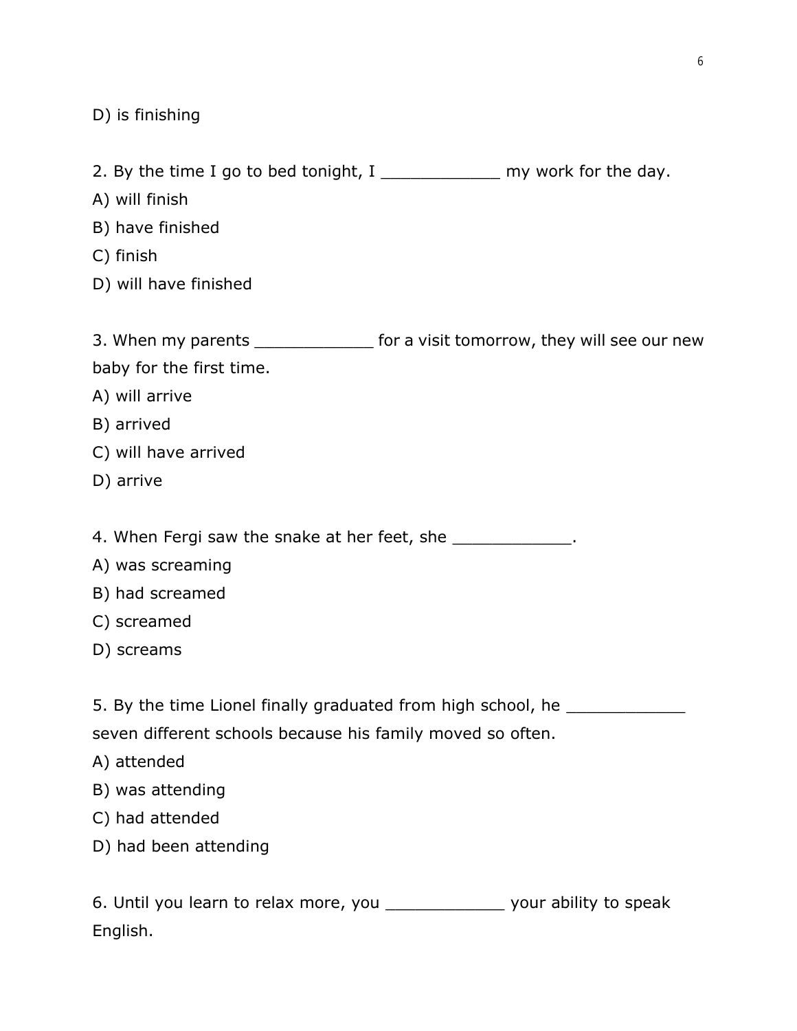D) is finishing

2. By the time I go to bed tonight, I ____________ my work for the day.

A) will finish

B) have finished

C) finish

D) will have finished

3. When my parents ____________ for a visit tomorrow, they will see our new baby for the first time.

A) will arrive

B) arrived

C) will have arrived

D) arrive

4. When Fergi saw the snake at her feet, she ____________.

A) was screaming

B) had screamed

C) screamed

D) screams

5. By the time Lionel finally graduated from high school, he ____________ seven different schools because his family moved so often.

A) attended

B) was attending

C) had attended

D) had been attending

6. Until you learn to relax more, you ____________ your ability to speak English.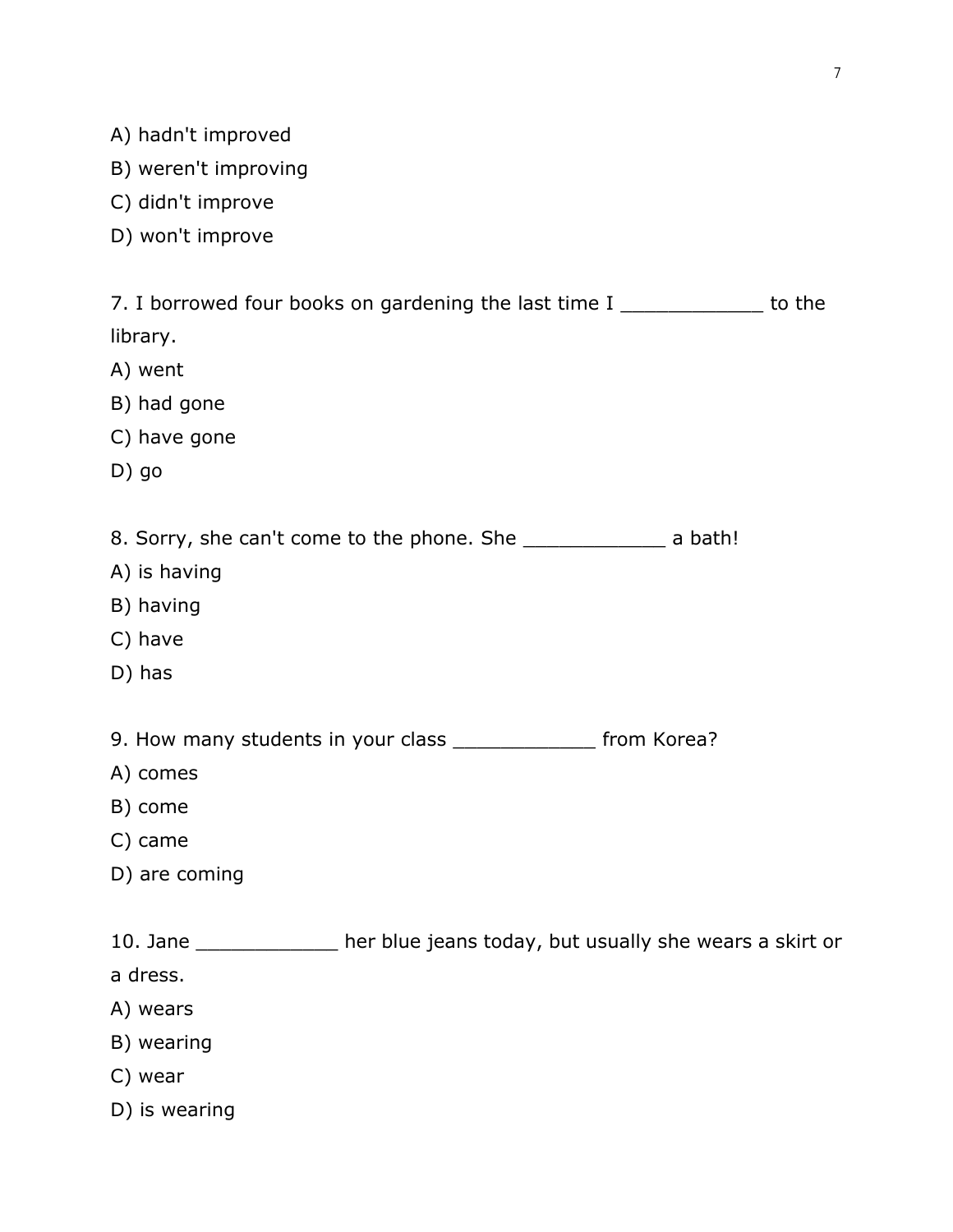A) hadn't improved

B) weren't improving

C) didn't improve

D) won't improve

7. I borrowed four books on gardening the last time I ____________ to the library.

A) went

B) had gone

C) have gone

D) go

8. Sorry, she can't come to the phone. She ____________ a bath!

A) is having

B) having

C) have

D) has

9. How many students in your class ____________ from Korea?

A) comes

B) come

C) came

D) are coming

10. Jane ____________ her blue jeans today, but usually she wears a skirt or a dress.

A) wears

B) wearing

C) wear

D) is wearing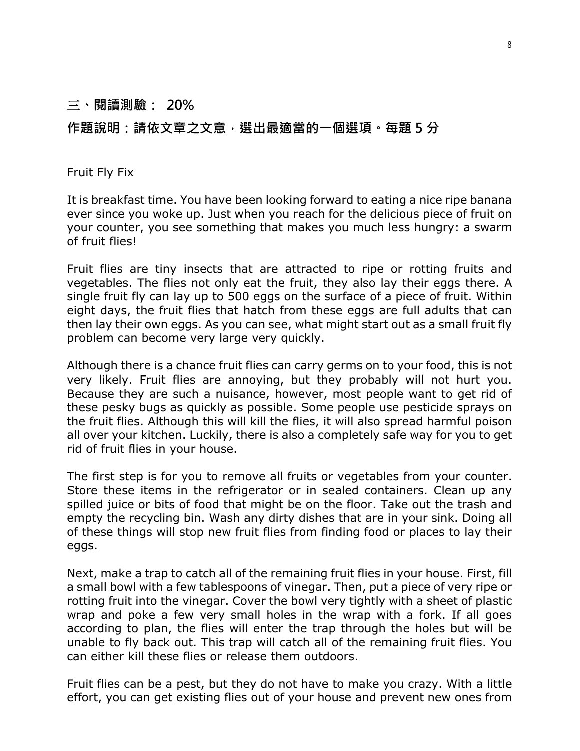## 三、閱讀測驗： 20%

## 作題說明：請依文章之文意，選出最適當的一個選項。每題 5 分

Fruit Fly Fix

It is breakfast time. You have been looking forward to eating a nice ripe banana ever since you woke up. Just when you reach for the delicious piece of fruit on your counter, you see something that makes you much less hungry: a swarm of fruit flies!

Fruit flies are tiny insects that are attracted to ripe or rotting fruits and vegetables. The flies not only eat the fruit, they also lay their eggs there. A single fruit fly can lay up to 500 eggs on the surface of a piece of fruit. Within eight days, the fruit flies that hatch from these eggs are full adults that can then lay their own eggs. As you can see, what might start out as a small fruit fly problem can become very large very quickly.

Although there is a chance fruit flies can carry germs on to your food, this is not very likely. Fruit flies are annoying, but they probably will not hurt you. Because they are such a nuisance, however, most people want to get rid of these pesky bugs as quickly as possible. Some people use pesticide sprays on the fruit flies. Although this will kill the flies, it will also spread harmful poison all over your kitchen. Luckily, there is also a completely safe way for you to get rid of fruit flies in your house.

The first step is for you to remove all fruits or vegetables from your counter. Store these items in the refrigerator or in sealed containers. Clean up any spilled juice or bits of food that might be on the floor. Take out the trash and empty the recycling bin. Wash any dirty dishes that are in your sink. Doing all of these things will stop new fruit flies from finding food or places to lay their eggs.

Next, make a trap to catch all of the remaining fruit flies in your house. First, fill a small bowl with a few tablespoons of vinegar. Then, put a piece of very ripe or rotting fruit into the vinegar. Cover the bowl very tightly with a sheet of plastic wrap and poke a few very small holes in the wrap with a fork. If all goes according to plan, the flies will enter the trap through the holes but will be unable to fly back out. This trap will catch all of the remaining fruit flies. You can either kill these flies or release them outdoors.

Fruit flies can be a pest, but they do not have to make you crazy. With a little effort, you can get existing flies out of your house and prevent new ones from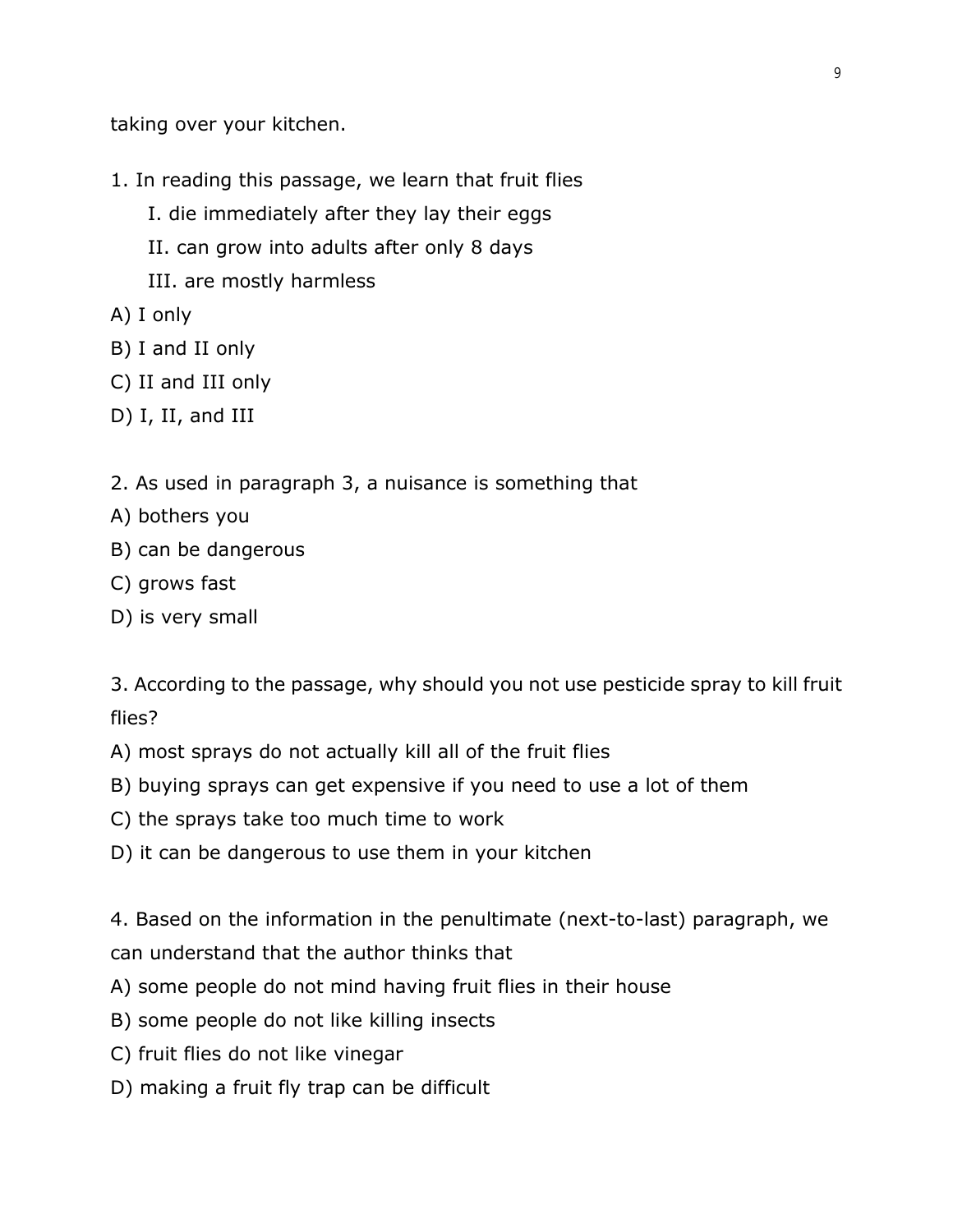taking over your kitchen.

1. In reading this passage, we learn that fruit flies

    I. die immediately after they lay their eggs

    II. can grow into adults after only 8 days

    III. are mostly harmless

A) I only

B) I and II only

C) II and III only

D) I, II, and III

2. As used in paragraph 3, a nuisance is something that

A) bothers you

B) can be dangerous

C) grows fast

D) is very small

3. According to the passage, why should you not use pesticide spray to kill fruit flies?

A) most sprays do not actually kill all of the fruit flies

B) buying sprays can get expensive if you need to use a lot of them

C) the sprays take too much time to work

D) it can be dangerous to use them in your kitchen

4. Based on the information in the penultimate (next-to-last) paragraph, we can understand that the author thinks that

A) some people do not mind having fruit flies in their house

B) some people do not like killing insects

C) fruit flies do not like vinegar

D) making a fruit fly trap can be difficult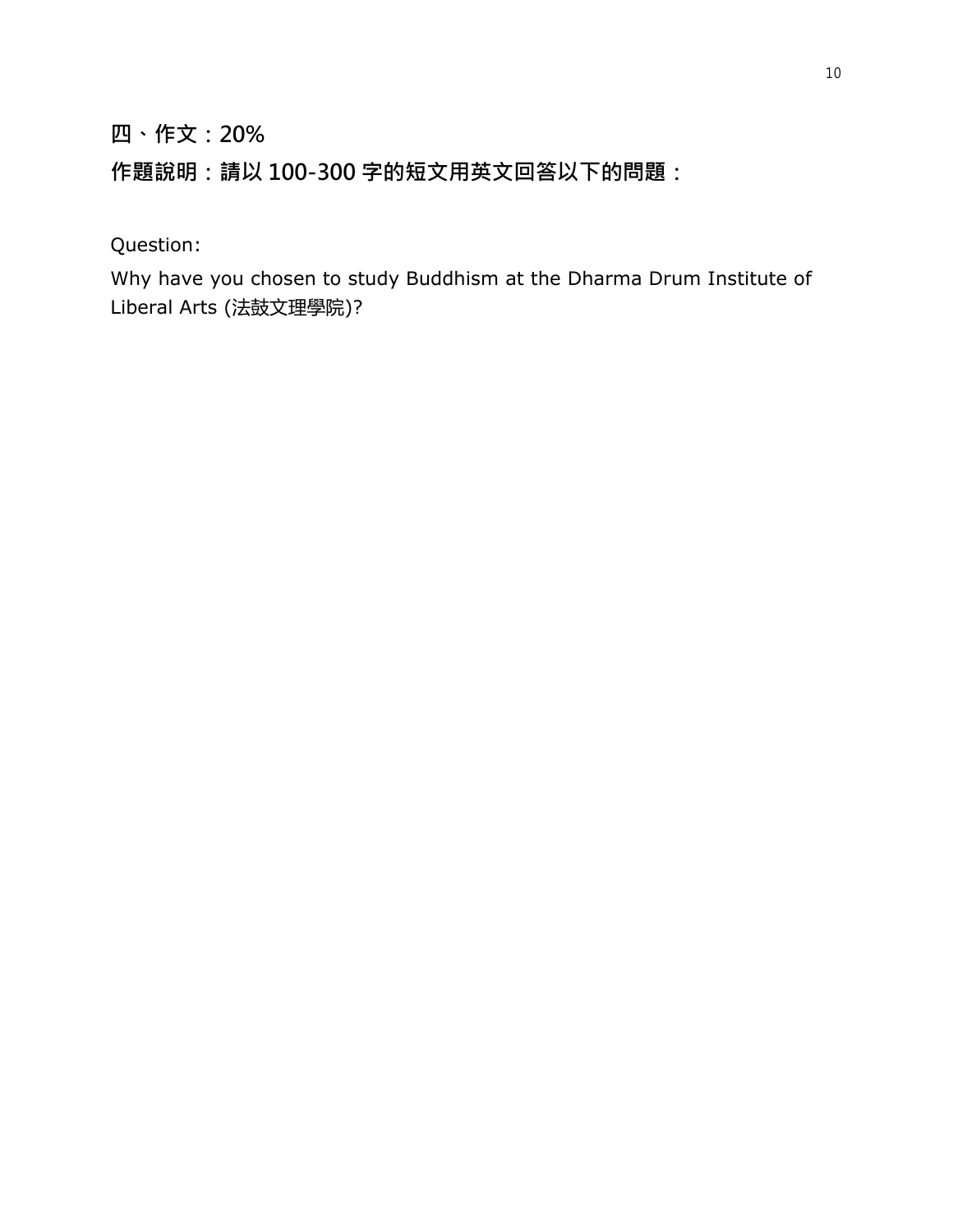## 四、作文：20%

## 作題說明：請以 100-300 字的短文用英文回答以下的問題：

Question:

Why have you chosen to study Buddhism at the Dharma Drum Institute of Liberal Arts (法鼓文理學院)?